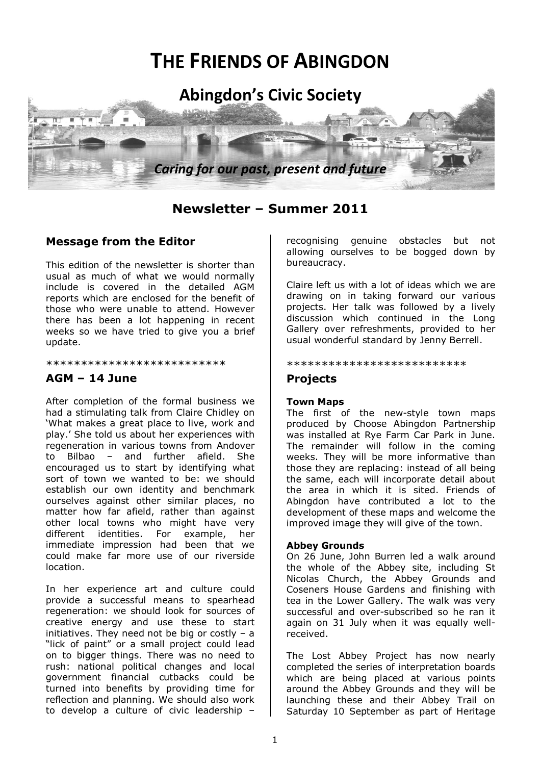# THE FRIENDS OF ABINGDON

## Abingdon's Civic Society

*Caring for our past, present and future*

## Newsletter – Summer 2011

### Message from the Editor

This edition of the newsletter is shorter than usual as much of what we would normally include is covered in the detailed AGM reports which are enclosed for the benefit of those who were unable to attend. However there has been a lot happening in recent weeks so we have tried to give you a brief update.

**************************

### AGM – 14 June

After completion of the formal business we had a stimulating talk from Claire Chidley on 'What makes a great place to live, work and play.' She told us about her experiences with regeneration in various towns from Andover to Bilbao – and further afield. She encouraged us to start by identifying what sort of town we wanted to be: we should establish our own identity and benchmark ourselves against other similar places, no matter how far afield, rather than against other local towns who might have very different identities. For example, her immediate impression had been that we could make far more use of our riverside location.

In her experience art and culture could provide a successful means to spearhead regeneration: we should look for sources of creative energy and use these to start initiatives. They need not be big or costly – a "lick of paint" or a small project could lead on to bigger things. There was no need to rush: national political changes and local government financial cutbacks could be turned into benefits by providing time for reflection and planning. We should also work to develop a culture of civic leadership – recognising genuine obstacles but not allowing ourselves to be bogged down by bureaucracy.

Claire left us with a lot of ideas which we are drawing on in taking forward our various projects. Her talk was followed by a lively discussion which continued in the Long Gallery over refreshments, provided to her usual wonderful standard by Jenny Berrell.

**************************

### Projects

**Town Maps**
The first of the new-style town maps produced by Choose Abingdon Partnership was installed at Rye Farm Car Park in June. The remainder will follow in the coming weeks. They will be more informative than those they are replacing: instead of all being the same, each will incorporate detail about the area in which it is sited. Friends of Abingdon have contributed a lot to the development of these maps and welcome the improved image they will give of the town.

**Abbey Grounds**
On 26 June, John Burren led a walk around the whole of the Abbey site, including St Nicolas Church, the Abbey Grounds and Coseners House Gardens and finishing with tea in the Lower Gallery. The walk was very successful and over-subscribed so he ran it again on 31 July when it was equally well-received.

The Lost Abbey Project has now nearly completed the series of interpretation boards which are being placed at various points around the Abbey Grounds and they will be launching these and their Abbey Trail on Saturday 10 September as part of Heritage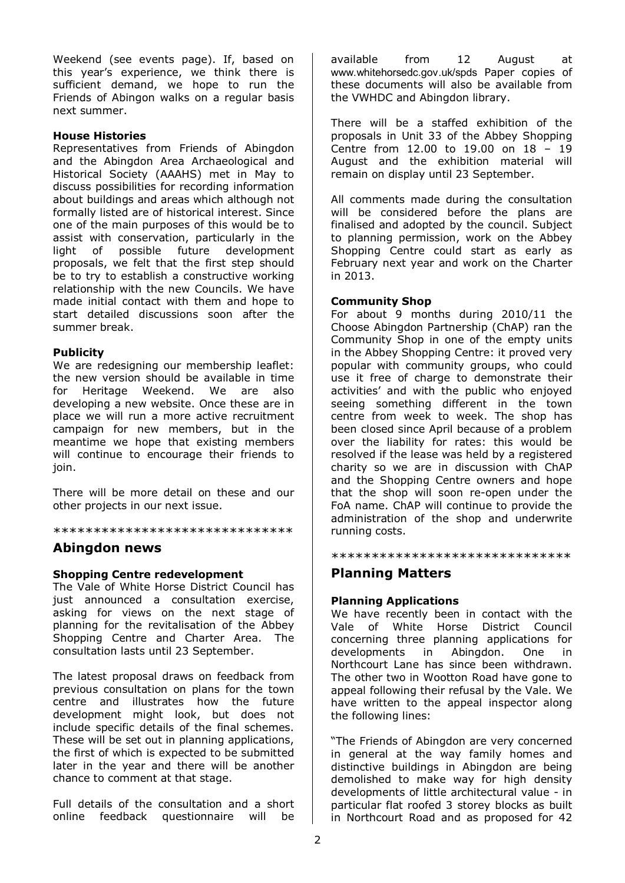Weekend (see events page). If, based on this year's experience, we think there is sufficient demand, we hope to run the Friends of Abingon walks on a regular basis next summer.

**House Histories**
Representatives from Friends of Abingdon and the Abingdon Area Archaeological and Historical Society (AAAHS) met in May to discuss possibilities for recording information about buildings and areas which although not formally listed are of historical interest. Since one of the main purposes of this would be to assist with conservation, particularly in the light of possible future development proposals, we felt that the first step should be to try to establish a constructive working relationship with the new Councils. We have made initial contact with them and hope to start detailed discussions soon after the summer break.

**Publicity**
We are redesigning our membership leaflet: the new version should be available in time for Heritage Weekend. We are also developing a new website. Once these are in place we will run a more active recruitment campaign for new members, but in the meantime we hope that existing members will continue to encourage their friends to join.

There will be more detail on these and our other projects in our next issue.

******************************

## Abingdon news

**Shopping Centre redevelopment**
The Vale of White Horse District Council has just announced a consultation exercise, asking for views on the next stage of planning for the revitalisation of the Abbey Shopping Centre and Charter Area. The consultation lasts until 23 September.

The latest proposal draws on feedback from previous consultation on plans for the town centre and illustrates how the future development might look, but does not include specific details of the final schemes. These will be set out in planning applications, the first of which is expected to be submitted later in the year and there will be another chance to comment at that stage.

Full details of the consultation and a short online feedback questionnaire will be available from 12 August at www.whitehorsedc.gov.uk/spds Paper copies of these documents will also be available from the VWHDC and Abingdon library.

There will be a staffed exhibition of the proposals in Unit 33 of the Abbey Shopping Centre from 12.00 to 19.00 on 18 – 19 August and the exhibition material will remain on display until 23 September.

All comments made during the consultation will be considered before the plans are finalised and adopted by the council. Subject to planning permission, work on the Abbey Shopping Centre could start as early as February next year and work on the Charter in 2013.

**Community Shop**
For about 9 months during 2010/11 the Choose Abingdon Partnership (ChAP) ran the Community Shop in one of the empty units in the Abbey Shopping Centre: it proved very popular with community groups, who could use it free of charge to demonstrate their activities' and with the public who enjoyed seeing something different in the town centre from week to week. The shop has been closed since April because of a problem over the liability for rates: this would be resolved if the lease was held by a registered charity so we are in discussion with ChAP and the Shopping Centre owners and hope that the shop will soon re-open under the FoA name. ChAP will continue to provide the administration of the shop and underwrite running costs.

******************************

## Planning Matters

**Planning Applications**
We have recently been in contact with the Vale of White Horse District Council concerning three planning applications for developments in Abingdon. One in Northcourt Lane has since been withdrawn. The other two in Wootton Road have gone to appeal following their refusal by the Vale. We have written to the appeal inspector along the following lines:

"The Friends of Abingdon are very concerned in general at the way family homes and distinctive buildings in Abingdon are being demolished to make way for high density developments of little architectural value - in particular flat roofed 3 storey blocks as built in Northcourt Road and as proposed for 42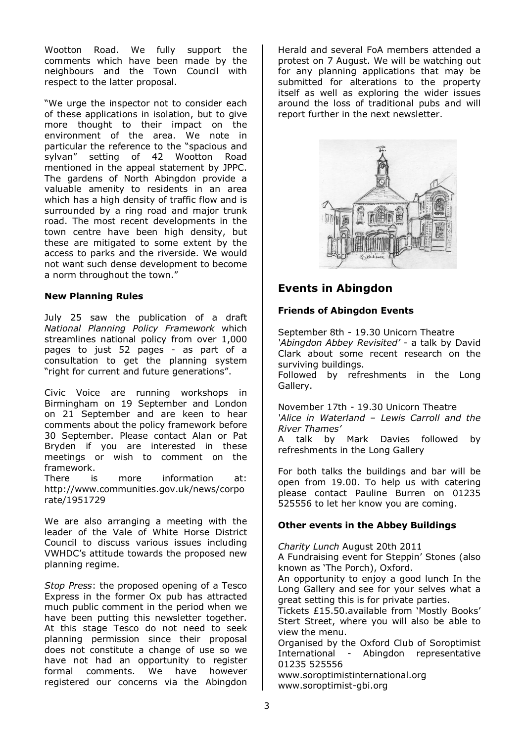Wootton Road. We fully support the comments which have been made by the neighbours and the Town Council with respect to the latter proposal.

"We urge the inspector not to consider each of these applications in isolation, but to give more thought to their impact on the environment of the area. We note in particular the reference to the "spacious and sylvan" setting of 42 Wootton Road mentioned in the appeal statement by JPPC. The gardens of North Abingdon provide a valuable amenity to residents in an area which has a high density of traffic flow and is surrounded by a ring road and major trunk road. The most recent developments in the town centre have been high density, but these are mitigated to some extent by the access to parks and the riverside. We would not want such dense development to become a norm throughout the town."

**New Planning Rules**

July 25 saw the publication of a draft *National Planning Policy Framework* which streamlines national policy from over 1,000 pages to just 52 pages - as part of a consultation to get the planning system "right for current and future generations".

Civic Voice are running workshops in Birmingham on 19 September and London on 21 September and are keen to hear comments about the policy framework before 30 September. Please contact Alan or Pat Bryden if you are interested in these meetings or wish to comment on the framework.
There is more information at: http://www.communities.gov.uk/news/corporate/1951729

We are also arranging a meeting with the leader of the Vale of White Horse District Council to discuss various issues including VWHDC's attitude towards the proposed new planning regime.

*Stop Press*: the proposed opening of a Tesco Express in the former Ox pub has attracted much public comment in the period when we have been putting this newsletter together. At this stage Tesco do not need to seek planning permission since their proposal does not constitute a change of use so we have not had an opportunity to register formal comments. We have however registered our concerns via the Abingdon Herald and several FoA members attended a protest on 7 August. We will be watching out for any planning applications that may be submitted for alterations to the property itself as well as exploring the wider issues around the loss of traditional pubs and will report further in the next newsletter.

## Events in Abingdon

**Friends of Abingdon Events**

September 8th - 19.30 Unicorn Theatre
*'Abingdon Abbey Revisited'* - a talk by David Clark about some recent research on the surviving buildings.
Followed by refreshments in the Long Gallery.

November 17th - 19.30 Unicorn Theatre
*'Alice in Waterland – Lewis Carroll and the River Thames'*
A talk by Mark Davies followed by refreshments in the Long Gallery

For both talks the buildings and bar will be open from 19.00. To help us with catering please contact Pauline Burren on 01235 525556 to let her know you are coming.

**Other events in the Abbey Buildings**

*Charity Lunch* August 20th 2011
A Fundraising event for Steppin' Stones (also known as 'The Porch), Oxford.
An opportunity to enjoy a good lunch In the Long Gallery and see for your selves what a great setting this is for private parties.
Tickets £15.50.available from 'Mostly Books' Stert Street, where you will also be able to view the menu.
Organised by the Oxford Club of Soroptimist International - Abingdon representative 01235 525556
www.soroptimistinternational.org
www.soroptimist-gbi.org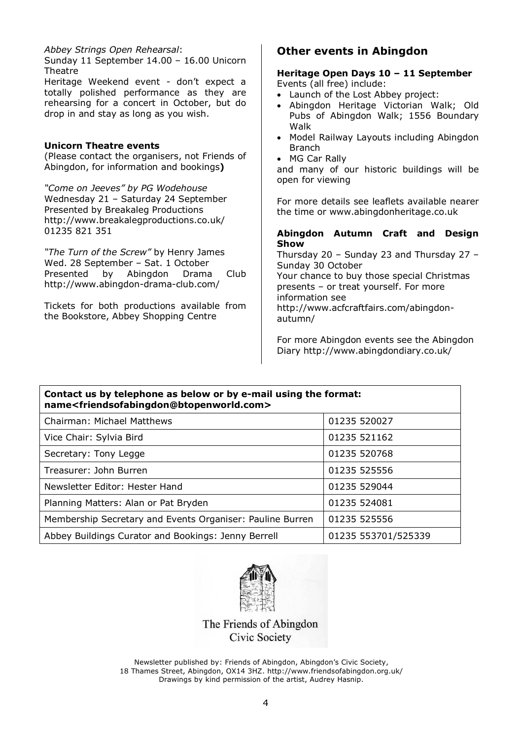*Abbey Strings Open Rehearsal*:
Sunday 11 September 14.00 – 16.00 Unicorn Theatre
Heritage Weekend event - don't expect a totally polished performance as they are rehearsing for a concert in October, but do drop in and stay as long as you wish.

**Unicorn Theatre events**
(Please contact the organisers, not Friends of Abingdon, for information and bookings**)**

*"Come on Jeeves" by PG Wodehouse*
Wednesday 21 – Saturday 24 September
Presented by Breakaleg Productions
http://www.breakalegproductions.co.uk/
01235 821 351

*"The Turn of the Screw"* by Henry James
Wed. 28 September – Sat. 1 October
Presented by Abingdon Drama Club
http://www.abingdon-drama-club.com/

Tickets for both productions available from the Bookstore, Abbey Shopping Centre

## Other events in Abingdon

**Heritage Open Days 10 – 11 September**
Events (all free) include:

- Launch of the Lost Abbey project:
- Abingdon Heritage Victorian Walk; Old Pubs of Abingdon Walk; 1556 Boundary Walk
- Model Railway Layouts including Abingdon Branch
- MG Car Rally

and many of our historic buildings will be open for viewing

For more details see leaflets available nearer the time or www.abingdonheritage.co.uk

**Abingdon Autumn Craft and Design Show**
Thursday 20 – Sunday 23 and Thursday 27 – Sunday 30 October
Your chance to buy those special Christmas presents – or treat yourself. For more information see
http://www.acfcraftfairs.com/abingdon-autumn/

For more Abingdon events see the Abingdon Diary http://www.abingdondiary.co.uk/

| Contact us by telephone as below or by e-mail using the format: name<friendsofabingdon@btopenworld.com> | |
|---|---|
| Chairman: Michael Matthews | 01235 520027 |
| Vice Chair: Sylvia Bird | 01235 521162 |
| Secretary: Tony Legge | 01235 520768 |
| Treasurer: John Burren | 01235 525556 |
| Newsletter Editor: Hester Hand | 01235 529044 |
| Planning Matters: Alan or Pat Bryden | 01235 524081 |
| Membership Secretary and Events Organiser: Pauline Burren | 01235 525556 |
| Abbey Buildings Curator and Bookings: Jenny Berrell | 01235 553701/525339 |

The Friends of Abingdon
Civic Society

Newsletter published by: Friends of Abingdon, Abingdon's Civic Society,
18 Thames Street, Abingdon, OX14 3HZ. http://www.friendsofabingdon.org.uk/
Drawings by kind permission of the artist, Audrey Hasnip.